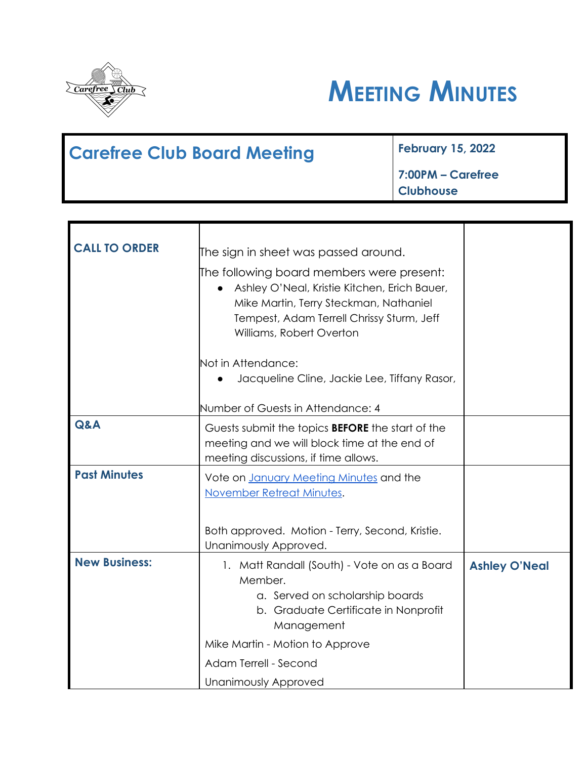# MEETING MINUTES

| Carefree Club Board Meeting | February 15, 2022<br><br>7:00PM – Carefree Clubhouse |
|---|---|

| | | |
|---|---|---|
| **CALL TO ORDER** | The sign in sheet was passed around.<br><br>The following board members were present:<br>• Ashley O'Neal, Kristie Kitchen, Erich Bauer, Mike Martin, Terry Steckman, Nathaniel Tempest, Adam Terrell Chrissy Sturm, Jeff Williams, Robert Overton<br><br>Not in Attendance:<br>• Jacqueline Cline, Jackie Lee, Tiffany Rasor,<br><br>Number of Guests in Attendance: 4 | |
| **Q&A** | Guests submit the topics **BEFORE** the start of the meeting and we will block time at the end of meeting discussions, if time allows. | |
| **Past Minutes** | Vote on January Meeting Minutes and the November Retreat Minutes.<br><br>Both approved. Motion - Terry, Second, Kristie. Unanimously Approved. | |
| **New Business:** | 1. Matt Randall (South) - Vote on as a Board Member.<br>  a. Served on scholarship boards<br>  b. Graduate Certificate in Nonprofit Management<br><br>Mike Martin - Motion to Approve<br><br>Adam Terrell - Second<br><br>Unanimously Approved | **Ashley O'Neal** |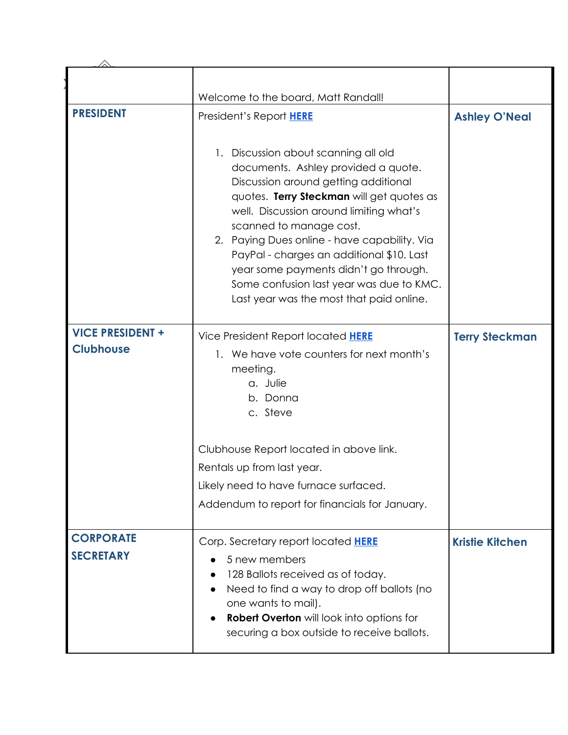| | | |
|---|---|---|
| | Welcome to the board, Matt Randall! | |
| **PRESIDENT** | President's Report **HERE**<br><br>1. Discussion about scanning all old documents. Ashley provided a quote. Discussion around getting additional quotes. **Terry Steckman** will get quotes as well. Discussion around limiting what's scanned to manage cost.<br>2. Paying Dues online - have capability. Via PayPal - charges an additional $10. Last year some payments didn't go through. Some confusion last year was due to KMC. Last year was the most that paid online. | **Ashley O'Neal** |
| **VICE PRESIDENT + Clubhouse** | Vice President Report located **HERE**<br>1. We have vote counters for next month's meeting.<br>a. Julie<br>b. Donna<br>c. Steve<br><br>Clubhouse Report located in above link.<br>Rentals up from last year.<br>Likely need to have furnace surfaced.<br>Addendum to report for financials for January. | **Terry Steckman** |
| **CORPORATE SECRETARY** | Corp. Secretary report located **HERE**<br>• 5 new members<br>• 128 Ballots received as of today.<br>• Need to find a way to drop off ballots (no one wants to mail).<br>• **Robert Overton** will look into options for securing a box outside to receive ballots. | **Kristie Kitchen** |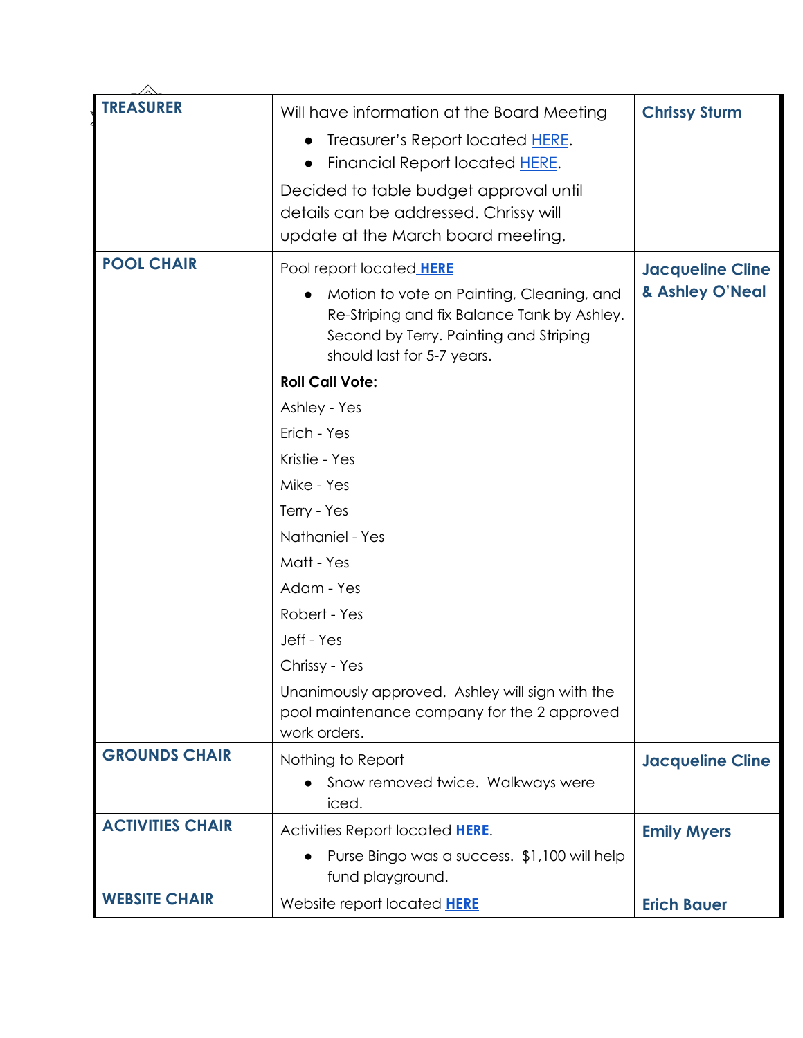| | | |
|---|---|---|
| **TREASURER** | Will have information at the Board Meeting<br>• Treasurer's Report located HERE.<br>• Financial Report located HERE.<br>Decided to table budget approval until details can be addressed. Chrissy will update at the March board meeting. | **Chrissy Sturm** |
| **POOL CHAIR** | Pool report located **HERE**<br>• Motion to vote on Painting, Cleaning, and Re-Striping and fix Balance Tank by Ashley. Second by Terry. Painting and Striping should last for 5-7 years.<br>**Roll Call Vote:**<br>Ashley - Yes<br>Erich - Yes<br>Kristie - Yes<br>Mike - Yes<br>Terry - Yes<br>Nathaniel - Yes<br>Matt - Yes<br>Adam - Yes<br>Robert - Yes<br>Jeff - Yes<br>Chrissy - Yes<br>Unanimously approved. Ashley will sign with the pool maintenance company for the 2 approved work orders. | **Jacqueline Cline & Ashley O'Neal** |
| **GROUNDS CHAIR** | Nothing to Report<br>• Snow removed twice. Walkways were iced. | **Jacqueline Cline** |
| **ACTIVITIES CHAIR** | Activities Report located **HERE**.<br>• Purse Bingo was a success. $1,100 will help fund playground. | **Emily Myers** |
| **WEBSITE CHAIR** | Website report located **HERE** | **Erich Bauer** |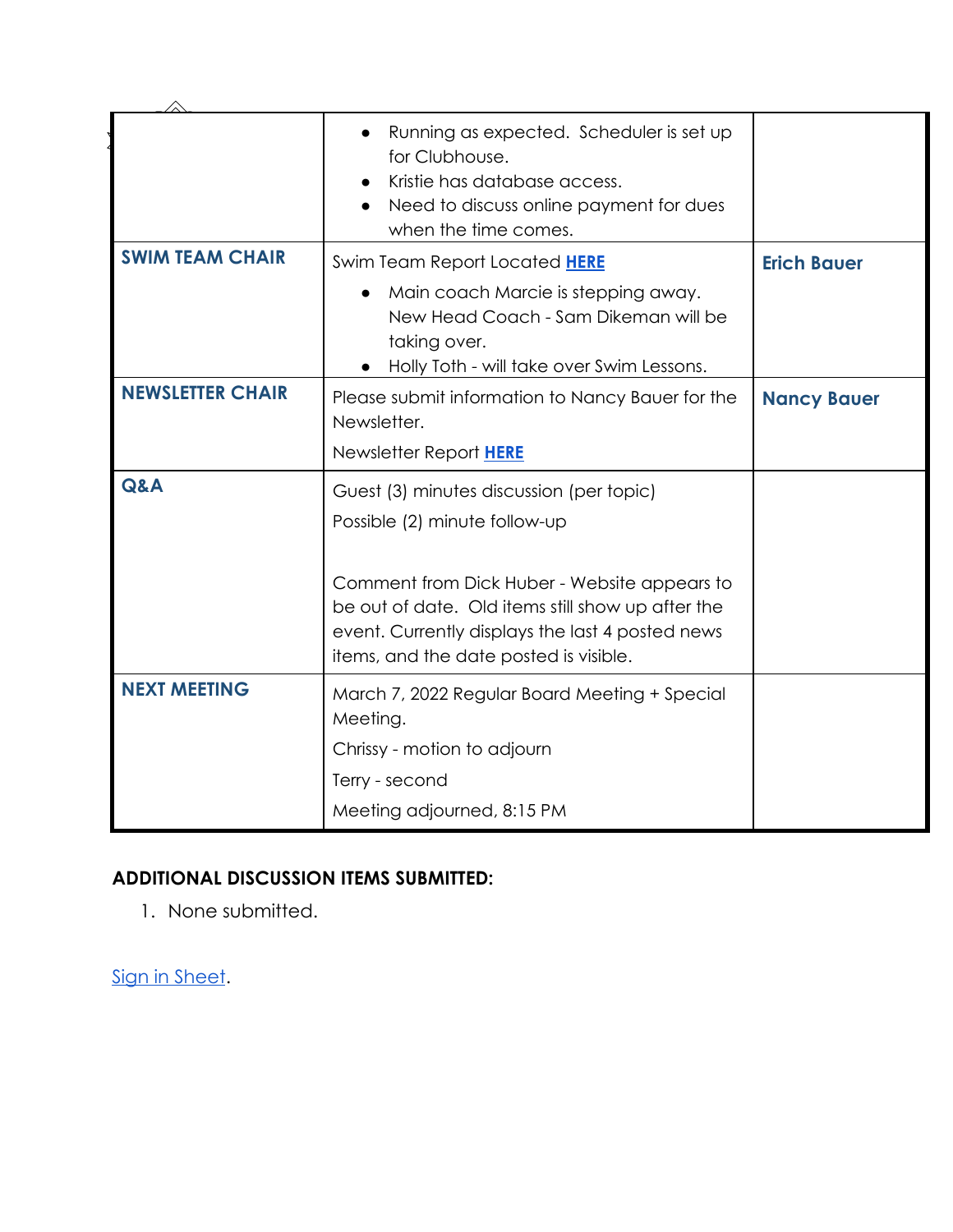| | | |
|---|---|---|
| | • Running as expected. Scheduler is set up for Clubhouse.<br>• Kristie has database access.<br>• Need to discuss online payment for dues when the time comes. | |
| **SWIM TEAM CHAIR** | Swim Team Report Located **HERE**<br>• Main coach Marcie is stepping away. New Head Coach - Sam Dikeman will be taking over.<br>• Holly Toth - will take over Swim Lessons. | **Erich Bauer** |
| **NEWSLETTER CHAIR** | Please submit information to Nancy Bauer for the Newsletter.<br>Newsletter Report **HERE** | **Nancy Bauer** |
| **Q&A** | Guest (3) minutes discussion (per topic)<br>Possible (2) minute follow-up<br><br>Comment from Dick Huber - Website appears to be out of date. Old items still show up after the event. Currently displays the last 4 posted news items, and the date posted is visible. | |
| **NEXT MEETING** | March 7, 2022 Regular Board Meeting + Special Meeting.<br>Chrissy - motion to adjourn<br>Terry - second<br>Meeting adjourned, 8:15 PM | |

**ADDITIONAL DISCUSSION ITEMS SUBMITTED:**

1. None submitted.

Sign in Sheet.